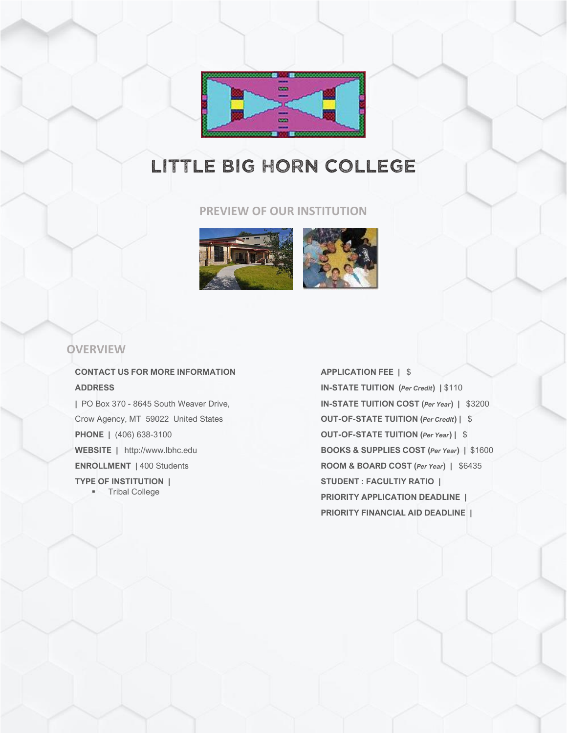# LITTLE BIG HORN COLLEGE

## PREVIEW OF OUR INSTITUTION

## OVERVIEW

**CONTACT US FOR MORE INFORMATION**

**ADDRESS**

| PO Box 370 - 8645 South Weaver Drive, Crow Agency, MT 59022 United States

**PHONE** | (406) 638-3100

**WEBSITE** | http://www.lbhc.edu

**ENROLLMENT** | 400 Students

**TYPE OF INSTITUTION** |

- Tribal College

**APPLICATION FEE** | $

**IN-STATE TUITION (*Per Credit*)** | $110

**IN-STATE TUITION COST (*Per Year*)** | $3200

**OUT-OF-STATE TUITION (*Per Credit*)** | $

**OUT-OF-STATE TUITION (*Per Year*)** | $

**BOOKS & SUPPLIES COST (*Per Year*)** | $1600

**ROOM & BOARD COST (*Per Year*)** | $6435

**STUDENT : FACULTIY RATIO** |

**PRIORITY APPLICATION DEADLINE** |

**PRIORITY FINANCIAL AID DEADLINE** |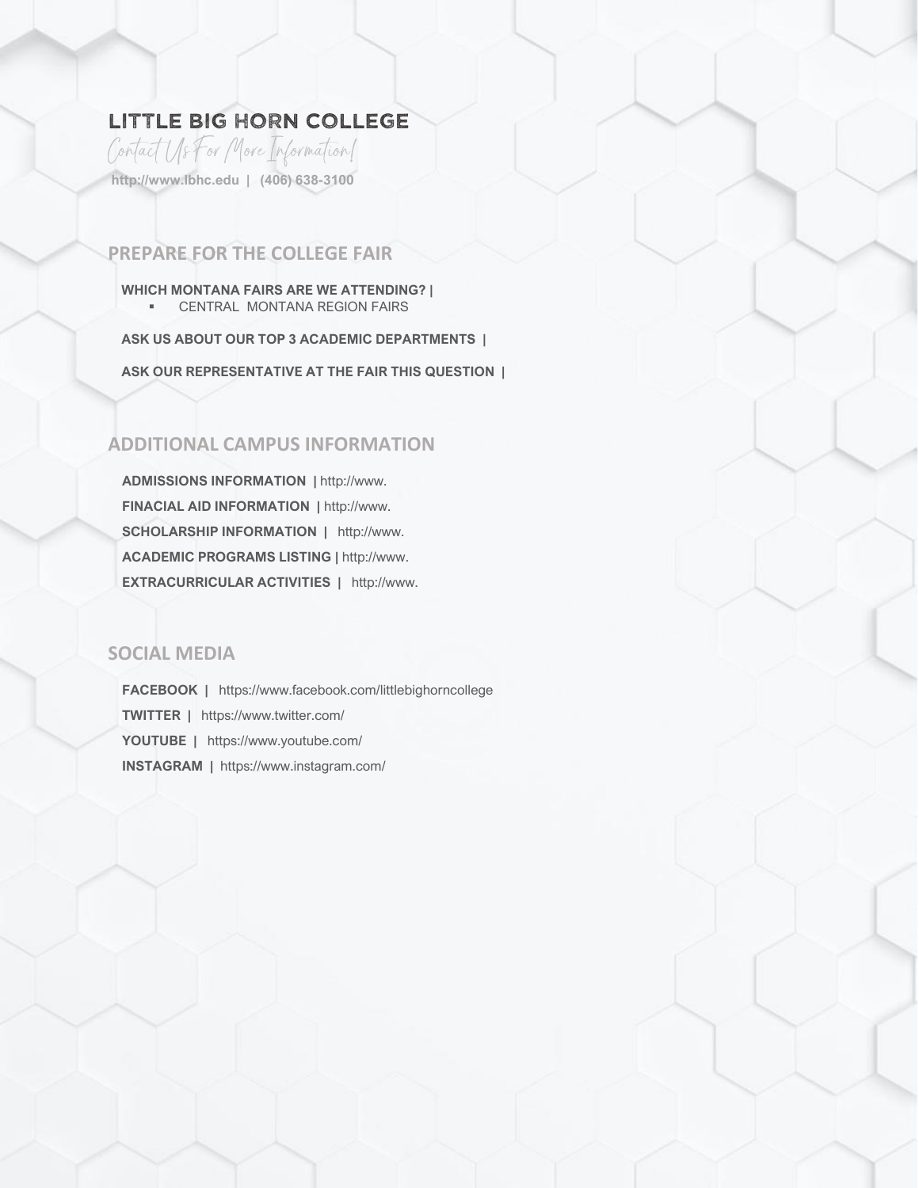# LITTLE BIG HORN COLLEGE

*Contact Us For More Information!*

**http://www.lbhc.edu | (406) 638-3100**

## PREPARE FOR THE COLLEGE FAIR

**WHICH MONTANA FAIRS ARE WE ATTENDING? |**

- CENTRAL MONTANA REGION FAIRS

**ASK US ABOUT OUR TOP 3 ACADEMIC DEPARTMENTS |**

**ASK OUR REPRESENTATIVE AT THE FAIR THIS QUESTION |**

## ADDITIONAL CAMPUS INFORMATION

**ADMISSIONS INFORMATION |** http://www.

**FINACIAL AID INFORMATION |** http://www.

**SCHOLARSHIP INFORMATION |** http://www.

**ACADEMIC PROGRAMS LISTING |** http://www.

**EXTRACURRICULAR ACTIVITIES |** http://www.

## SOCIAL MEDIA

**FACEBOOK |** https://www.facebook.com/littlebighorncollege

**TWITTER |** https://www.twitter.com/

**YOUTUBE |** https://www.youtube.com/

**INSTAGRAM |** https://www.instagram.com/